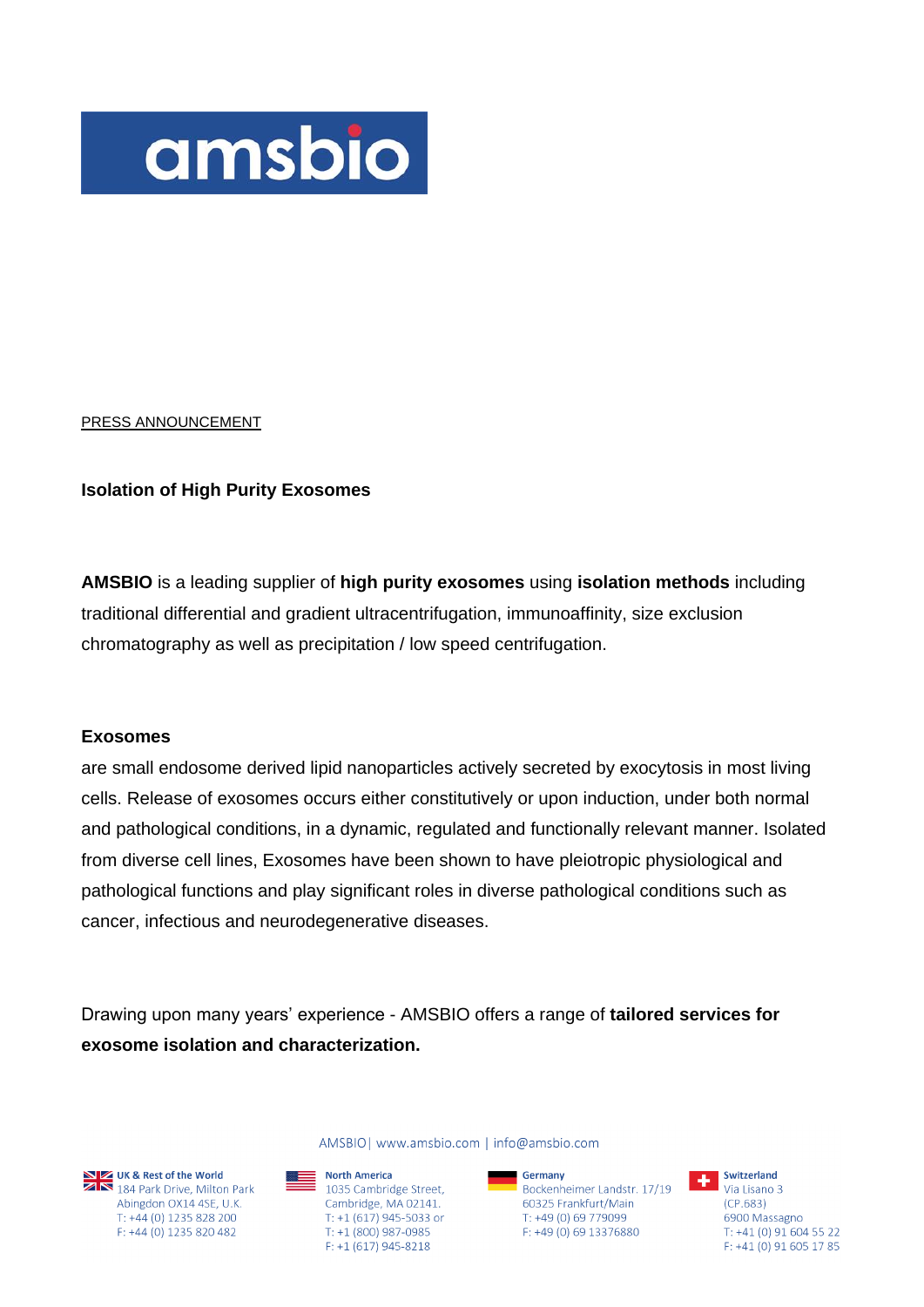amsbio

PRESS ANNOUNCEMENT

# Isolation of High Purity Exosomes

**AMSBIO** is a leading supplier of **high purity exosomes** using **isolation methods** including traditional differential and gradient ultracentrifugation, immunoaffinity, size exclusion chromatography as well as precipitation / low speed centrifugation.

## Exosomes

are small endosome derived lipid nanoparticles actively secreted by exocytosis in most living cells. Release of exosomes occurs either constitutively or upon induction, under both normal and pathological conditions, in a dynamic, regulated and functionally relevant manner. Isolated from diverse cell lines, Exosomes have been shown to have pleiotropic physiological and pathological functions and play significant roles in diverse pathological conditions such as cancer, infectious and neurodegenerative diseases.

Drawing upon many years' experience - AMSBIO offers a range of **tailored services for exosome isolation and characterization.**

AMSBIO| www.amsbio.com | info@amsbio.com

**UK & Rest of the World**
184 Park Drive, Milton Park
Abingdon OX14 4SE, U.K.
T: +44 (0) 1235 828 200
F: +44 (0) 1235 820 482

**North America**
1035 Cambridge Street,
Cambridge, MA 02141.
T: +1 (617) 945-5033 or
T: +1 (800) 987-0985
F: +1 (617) 945-8218

**Germany**
Bockenheimer Landstr. 17/19
60325 Frankfurt/Main
T: +49 (0) 69 779099
F: +49 (0) 69 13376880

**Switzerland**
Via Lisano 3
(CP.683)
6900 Massagno
T: +41 (0) 91 604 55 22
F: +41 (0) 91 605 17 85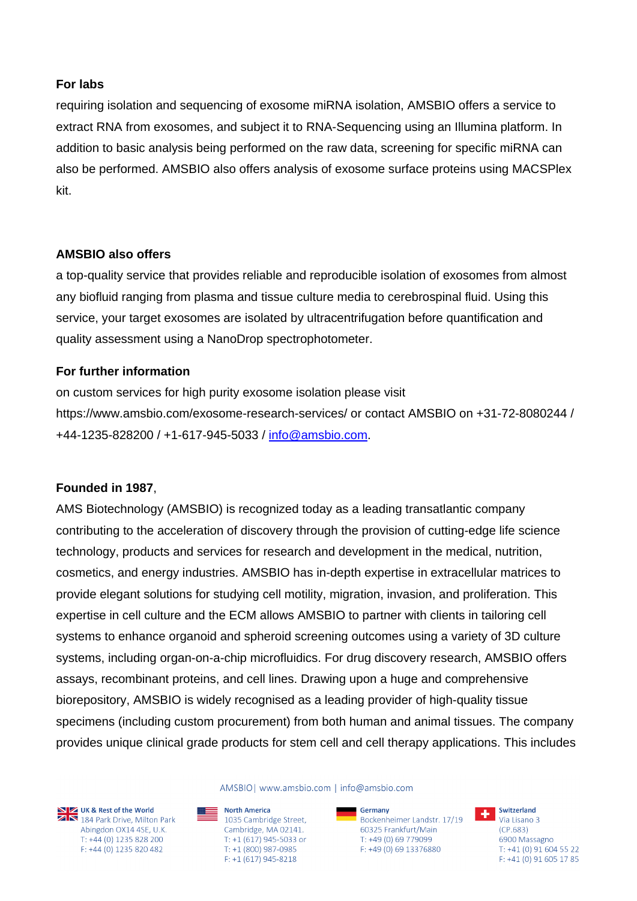**For labs**
requiring isolation and sequencing of exosome miRNA isolation, AMSBIO offers a service to extract RNA from exosomes, and subject it to RNA-Sequencing using an Illumina platform. In addition to basic analysis being performed on the raw data, screening for specific miRNA can also be performed. AMSBIO also offers analysis of exosome surface proteins using MACSPlex kit.

**AMSBIO also offers**
a top-quality service that provides reliable and reproducible isolation of exosomes from almost any biofluid ranging from plasma and tissue culture media to cerebrospinal fluid. Using this service, your target exosomes are isolated by ultracentrifugation before quantification and quality assessment using a NanoDrop spectrophotometer.

**For further information**
on custom services for high purity exosome isolation please visit https://www.amsbio.com/exosome-research-services/ or contact AMSBIO on +31-72-8080244 / +44-1235-828200 / +1-617-945-5033 / info@amsbio.com.

**Founded in 1987**,
AMS Biotechnology (AMSBIO) is recognized today as a leading transatlantic company contributing to the acceleration of discovery through the provision of cutting-edge life science technology, products and services for research and development in the medical, nutrition, cosmetics, and energy industries. AMSBIO has in-depth expertise in extracellular matrices to provide elegant solutions for studying cell motility, migration, invasion, and proliferation. This expertise in cell culture and the ECM allows AMSBIO to partner with clients in tailoring cell systems to enhance organoid and spheroid screening outcomes using a variety of 3D culture systems, including organ-on-a-chip microfluidics. For drug discovery research, AMSBIO offers assays, recombinant proteins, and cell lines. Drawing upon a huge and comprehensive biorepository, AMSBIO is widely recognised as a leading provider of high-quality tissue specimens (including custom procurement) from both human and animal tissues. The company provides unique clinical grade products for stem cell and cell therapy applications. This includes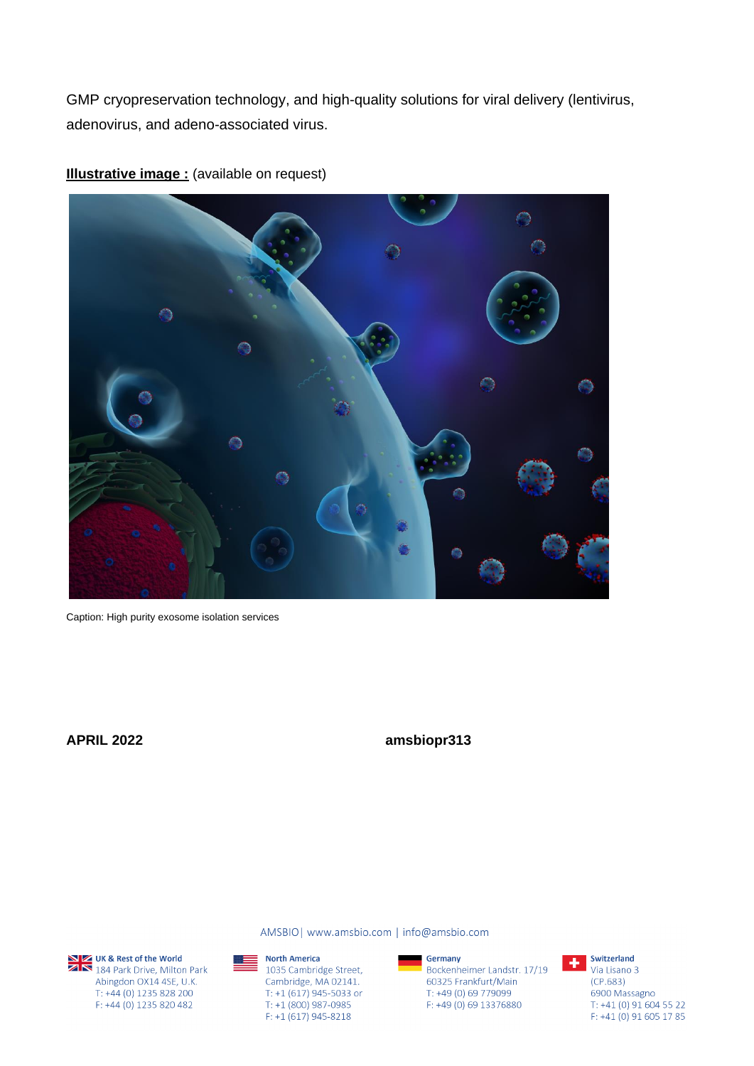GMP cryopreservation technology, and high-quality solutions for viral delivery (lentivirus, adenovirus, and adeno-associated virus.

**Illustrative image :** (available on request)

Caption: High purity exosome isolation services

**APRIL 2022** **amsbiopr313**

AMSBIO | www.amsbio.com | info@amsbio.com

**UK & Rest of the World**
184 Park Drive, Milton Park
Abingdon OX14 4SE, U.K.
T: +44 (0) 1235 828 200
F: +44 (0) 1235 820 482

**North America**
1035 Cambridge Street,
Cambridge, MA 02141.
T: +1 (617) 945-5033 or
T: +1 (800) 987-0985
F: +1 (617) 945-8218

**Germany**
Bockenheimer Landstr. 17/19
60325 Frankfurt/Main
T: +49 (0) 69 779099
F: +49 (0) 69 13376880

**Switzerland**
Via Lisano 3
(CP.683)
6900 Massagno
T: +41 (0) 91 604 55 22
F: +41 (0) 91 605 17 85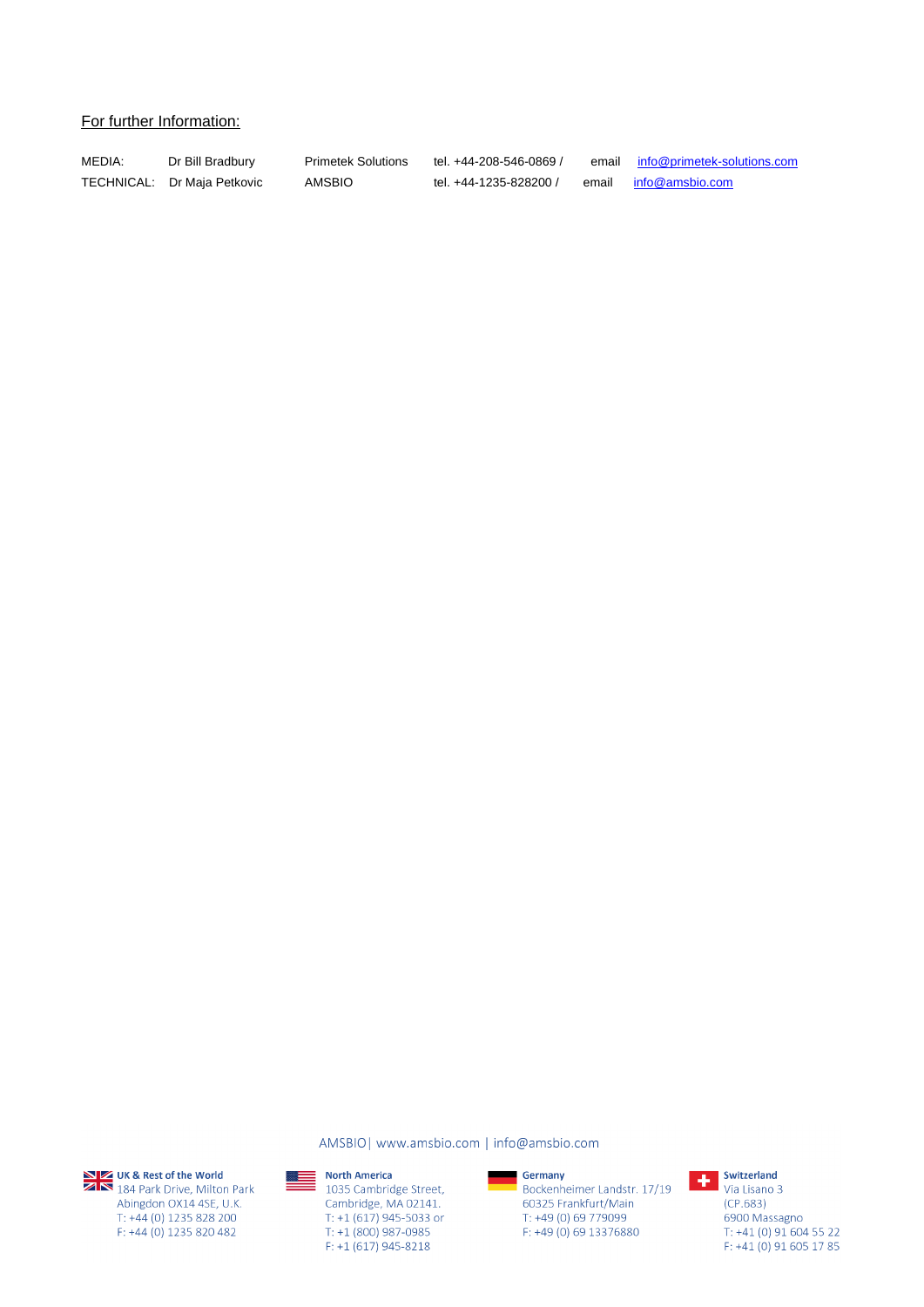For further Information:

| | | | | | |
|---|---|---|---|---|---|
| MEDIA: | Dr Bill Bradbury | Primetek Solutions | tel. +44-208-546-0869 / | email | info@primetek-solutions.com |
| TECHNICAL: | Dr Maja Petkovic | AMSBIO | tel. +44-1235-828200 / | email | info@amsbio.com |

AMSBIO| www.amsbio.com | info@amsbio.com

**UK & Rest of the World**
184 Park Drive, Milton Park
Abingdon OX14 4SE, U.K.
T: +44 (0) 1235 828 200
F: +44 (0) 1235 820 482

**North America**
1035 Cambridge Street,
Cambridge, MA 02141.
T: +1 (617) 945-5033 or
T: +1 (800) 987-0985
F: +1 (617) 945-8218

**Germany**
Bockenheimer Landstr. 17/19
60325 Frankfurt/Main
T: +49 (0) 69 779099
F: +49 (0) 69 13376880

**Switzerland**
Via Lisano 3
(CP.683)
6900 Massagno
T: +41 (0) 91 604 55 22
F: +41 (0) 91 605 17 85